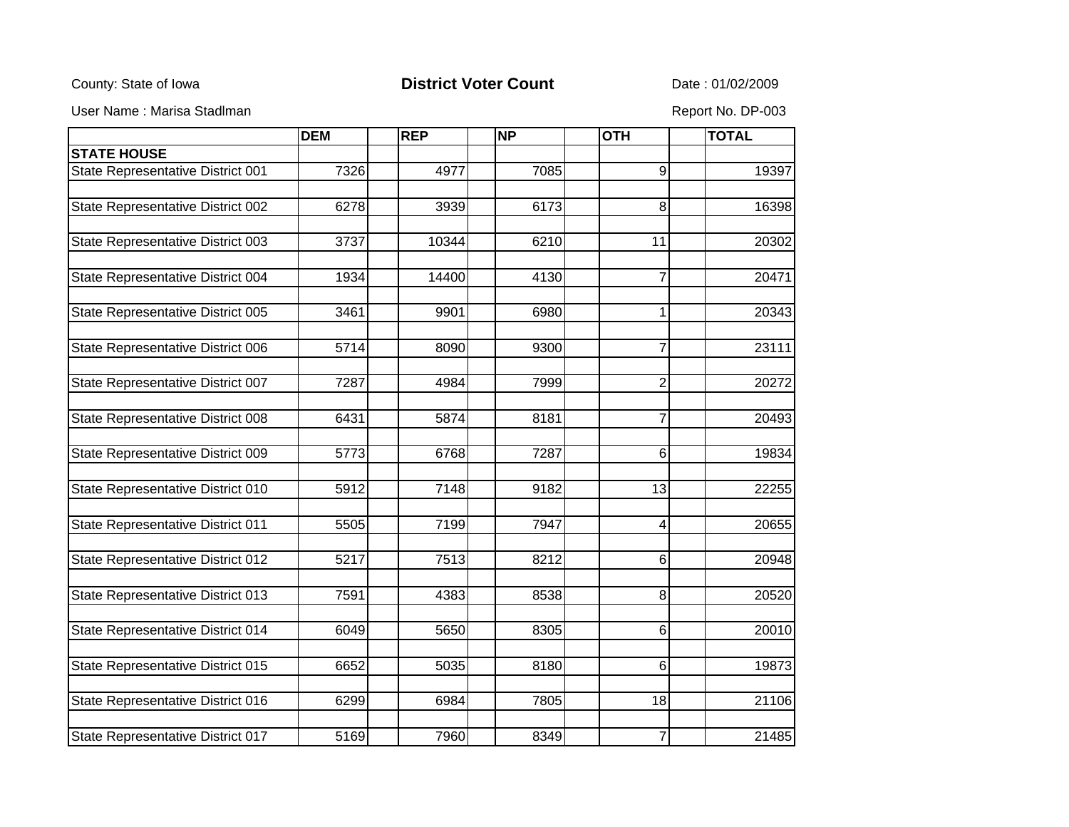County: State of Iowa

## District Voter Count

Date : 01/02/2009

User Name : Marisa Stadlman

Report No. DP-003

| | DEM | REP | NP | OTH | TOTAL |
|---|---|---|---|---|---|
| **STATE HOUSE** | | | | | |
| State Representative District 001 | 7326 | 4977 | 7085 | 9 | 19397 |
| State Representative District 002 | 6278 | 3939 | 6173 | 8 | 16398 |
| State Representative District 003 | 3737 | 10344 | 6210 | 11 | 20302 |
| State Representative District 004 | 1934 | 14400 | 4130 | 7 | 20471 |
| State Representative District 005 | 3461 | 9901 | 6980 | 1 | 20343 |
| State Representative District 006 | 5714 | 8090 | 9300 | 7 | 23111 |
| State Representative District 007 | 7287 | 4984 | 7999 | 2 | 20272 |
| State Representative District 008 | 6431 | 5874 | 8181 | 7 | 20493 |
| State Representative District 009 | 5773 | 6768 | 7287 | 6 | 19834 |
| State Representative District 010 | 5912 | 7148 | 9182 | 13 | 22255 |
| State Representative District 011 | 5505 | 7199 | 7947 | 4 | 20655 |
| State Representative District 012 | 5217 | 7513 | 8212 | 6 | 20948 |
| State Representative District 013 | 7591 | 4383 | 8538 | 8 | 20520 |
| State Representative District 014 | 6049 | 5650 | 8305 | 6 | 20010 |
| State Representative District 015 | 6652 | 5035 | 8180 | 6 | 19873 |
| State Representative District 016 | 6299 | 6984 | 7805 | 18 | 21106 |
| State Representative District 017 | 5169 | 7960 | 8349 | 7 | 21485 |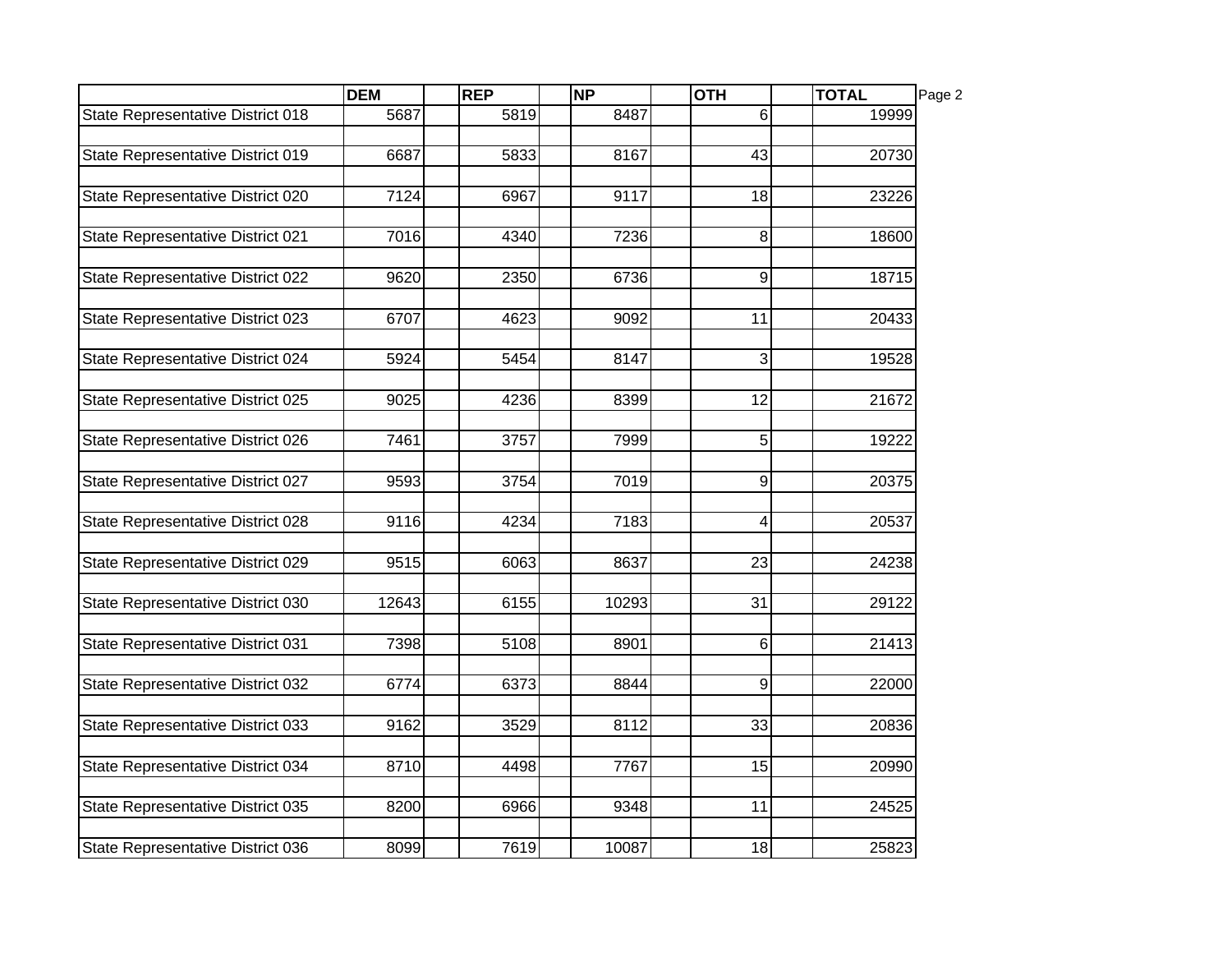| | DEM | REP | NP | OTH | TOTAL |
|---|---|---|---|---|---|
| State Representative District 018 | 5687 | 5819 | 8487 | 6 | 19999 |
| State Representative District 019 | 6687 | 5833 | 8167 | 43 | 20730 |
| State Representative District 020 | 7124 | 6967 | 9117 | 18 | 23226 |
| State Representative District 021 | 7016 | 4340 | 7236 | 8 | 18600 |
| State Representative District 022 | 9620 | 2350 | 6736 | 9 | 18715 |
| State Representative District 023 | 6707 | 4623 | 9092 | 11 | 20433 |
| State Representative District 024 | 5924 | 5454 | 8147 | 3 | 19528 |
| State Representative District 025 | 9025 | 4236 | 8399 | 12 | 21672 |
| State Representative District 026 | 7461 | 3757 | 7999 | 5 | 19222 |
| State Representative District 027 | 9593 | 3754 | 7019 | 9 | 20375 |
| State Representative District 028 | 9116 | 4234 | 7183 | 4 | 20537 |
| State Representative District 029 | 9515 | 6063 | 8637 | 23 | 24238 |
| State Representative District 030 | 12643 | 6155 | 10293 | 31 | 29122 |
| State Representative District 031 | 7398 | 5108 | 8901 | 6 | 21413 |
| State Representative District 032 | 6774 | 6373 | 8844 | 9 | 22000 |
| State Representative District 033 | 9162 | 3529 | 8112 | 33 | 20836 |
| State Representative District 034 | 8710 | 4498 | 7767 | 15 | 20990 |
| State Representative District 035 | 8200 | 6966 | 9348 | 11 | 24525 |
| State Representative District 036 | 8099 | 7619 | 10087 | 18 | 25823 |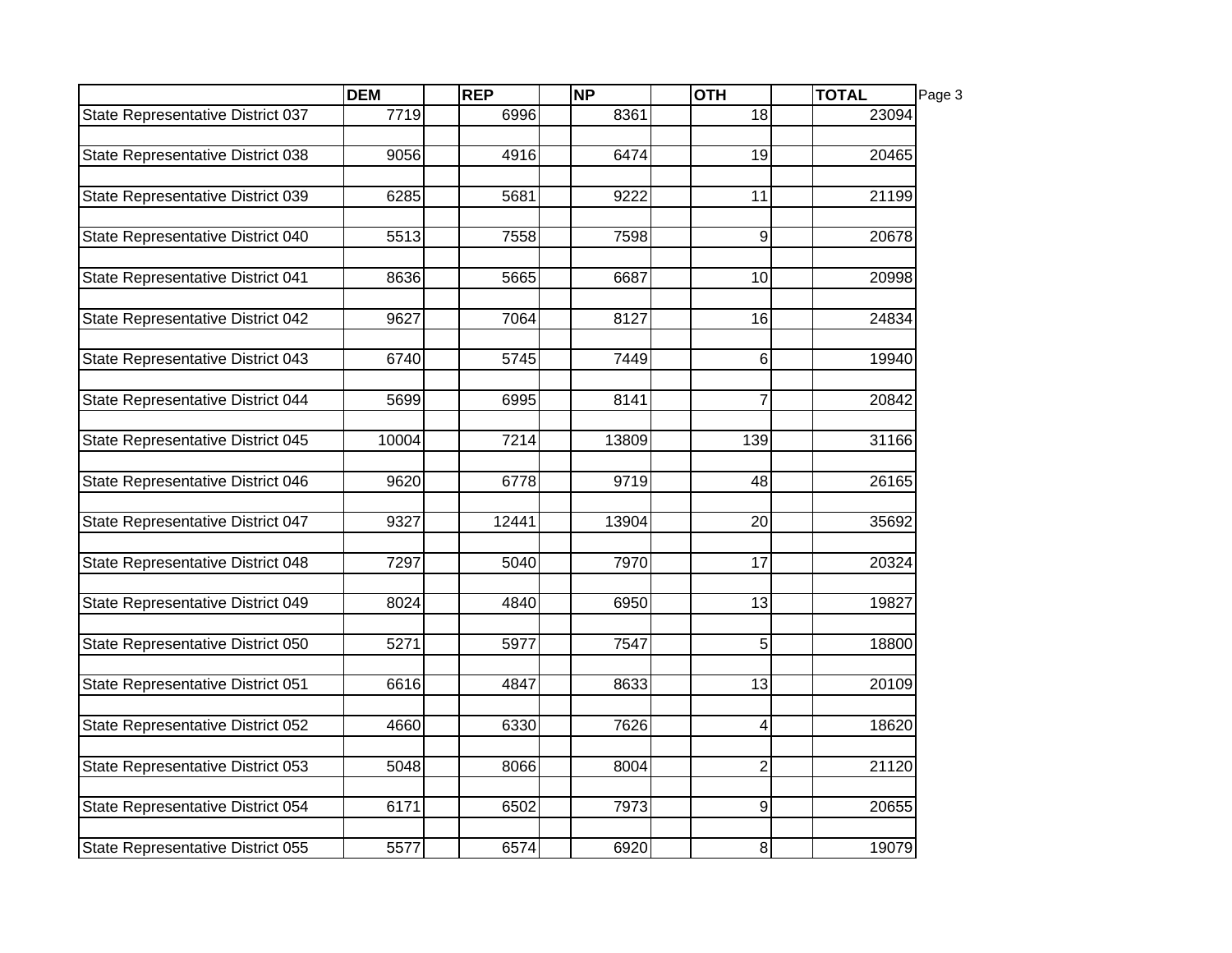| | DEM | REP | NP | OTH | TOTAL |
|---|---|---|---|---|---|
| State Representative District 037 | 7719 | 6996 | 8361 | 18 | 23094 |
| State Representative District 038 | 9056 | 4916 | 6474 | 19 | 20465 |
| State Representative District 039 | 6285 | 5681 | 9222 | 11 | 21199 |
| State Representative District 040 | 5513 | 7558 | 7598 | 9 | 20678 |
| State Representative District 041 | 8636 | 5665 | 6687 | 10 | 20998 |
| State Representative District 042 | 9627 | 7064 | 8127 | 16 | 24834 |
| State Representative District 043 | 6740 | 5745 | 7449 | 6 | 19940 |
| State Representative District 044 | 5699 | 6995 | 8141 | 7 | 20842 |
| State Representative District 045 | 10004 | 7214 | 13809 | 139 | 31166 |
| State Representative District 046 | 9620 | 6778 | 9719 | 48 | 26165 |
| State Representative District 047 | 9327 | 12441 | 13904 | 20 | 35692 |
| State Representative District 048 | 7297 | 5040 | 7970 | 17 | 20324 |
| State Representative District 049 | 8024 | 4840 | 6950 | 13 | 19827 |
| State Representative District 050 | 5271 | 5977 | 7547 | 5 | 18800 |
| State Representative District 051 | 6616 | 4847 | 8633 | 13 | 20109 |
| State Representative District 052 | 4660 | 6330 | 7626 | 4 | 18620 |
| State Representative District 053 | 5048 | 8066 | 8004 | 2 | 21120 |
| State Representative District 054 | 6171 | 6502 | 7973 | 9 | 20655 |
| State Representative District 055 | 5577 | 6574 | 6920 | 8 | 19079 |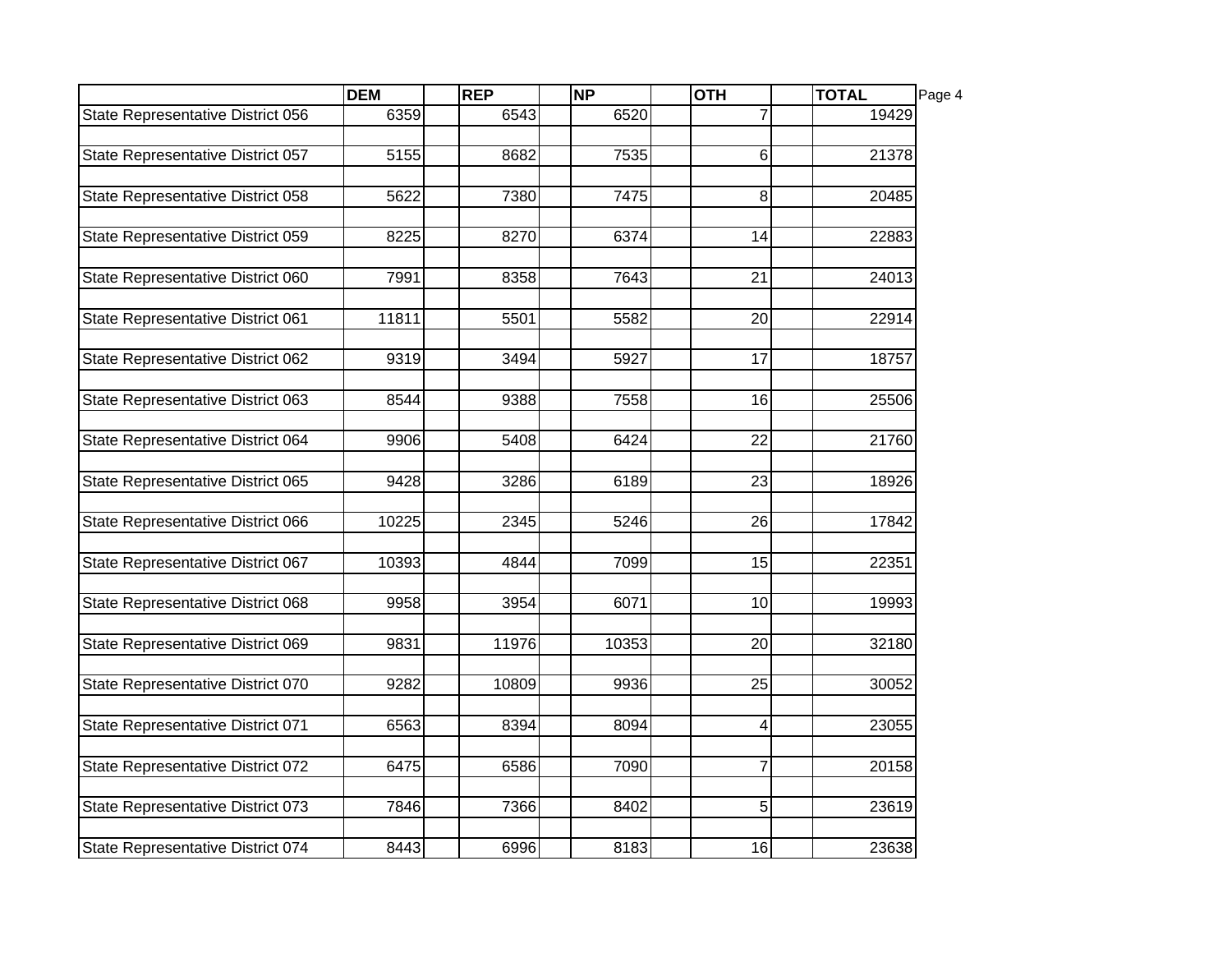| | DEM | REP | NP | OTH | TOTAL |
|---|---|---|---|---|---|
| State Representative District 056 | 6359 | 6543 | 6520 | 7 | 19429 |
| State Representative District 057 | 5155 | 8682 | 7535 | 6 | 21378 |
| State Representative District 058 | 5622 | 7380 | 7475 | 8 | 20485 |
| State Representative District 059 | 8225 | 8270 | 6374 | 14 | 22883 |
| State Representative District 060 | 7991 | 8358 | 7643 | 21 | 24013 |
| State Representative District 061 | 11811 | 5501 | 5582 | 20 | 22914 |
| State Representative District 062 | 9319 | 3494 | 5927 | 17 | 18757 |
| State Representative District 063 | 8544 | 9388 | 7558 | 16 | 25506 |
| State Representative District 064 | 9906 | 5408 | 6424 | 22 | 21760 |
| State Representative District 065 | 9428 | 3286 | 6189 | 23 | 18926 |
| State Representative District 066 | 10225 | 2345 | 5246 | 26 | 17842 |
| State Representative District 067 | 10393 | 4844 | 7099 | 15 | 22351 |
| State Representative District 068 | 9958 | 3954 | 6071 | 10 | 19993 |
| State Representative District 069 | 9831 | 11976 | 10353 | 20 | 32180 |
| State Representative District 070 | 9282 | 10809 | 9936 | 25 | 30052 |
| State Representative District 071 | 6563 | 8394 | 8094 | 4 | 23055 |
| State Representative District 072 | 6475 | 6586 | 7090 | 7 | 20158 |
| State Representative District 073 | 7846 | 7366 | 8402 | 5 | 23619 |
| State Representative District 074 | 8443 | 6996 | 8183 | 16 | 23638 |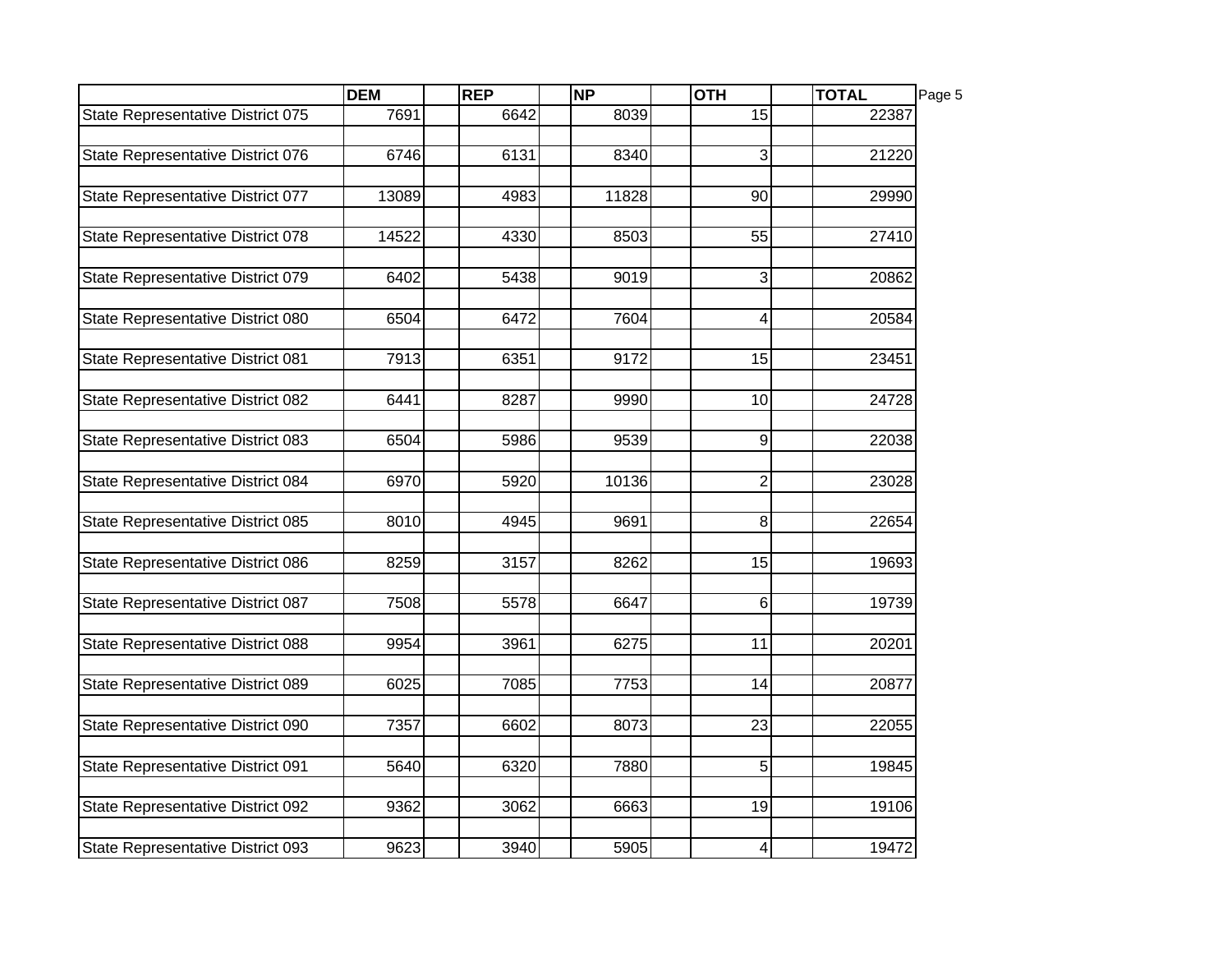| | DEM | REP | NP | OTH | TOTAL |
|---|---|---|---|---|---|
| State Representative District 075 | 7691 | 6642 | 8039 | 15 | 22387 |
| State Representative District 076 | 6746 | 6131 | 8340 | 3 | 21220 |
| State Representative District 077 | 13089 | 4983 | 11828 | 90 | 29990 |
| State Representative District 078 | 14522 | 4330 | 8503 | 55 | 27410 |
| State Representative District 079 | 6402 | 5438 | 9019 | 3 | 20862 |
| State Representative District 080 | 6504 | 6472 | 7604 | 4 | 20584 |
| State Representative District 081 | 7913 | 6351 | 9172 | 15 | 23451 |
| State Representative District 082 | 6441 | 8287 | 9990 | 10 | 24728 |
| State Representative District 083 | 6504 | 5986 | 9539 | 9 | 22038 |
| State Representative District 084 | 6970 | 5920 | 10136 | 2 | 23028 |
| State Representative District 085 | 8010 | 4945 | 9691 | 8 | 22654 |
| State Representative District 086 | 8259 | 3157 | 8262 | 15 | 19693 |
| State Representative District 087 | 7508 | 5578 | 6647 | 6 | 19739 |
| State Representative District 088 | 9954 | 3961 | 6275 | 11 | 20201 |
| State Representative District 089 | 6025 | 7085 | 7753 | 14 | 20877 |
| State Representative District 090 | 7357 | 6602 | 8073 | 23 | 22055 |
| State Representative District 091 | 5640 | 6320 | 7880 | 5 | 19845 |
| State Representative District 092 | 9362 | 3062 | 6663 | 19 | 19106 |
| State Representative District 093 | 9623 | 3940 | 5905 | 4 | 19472 |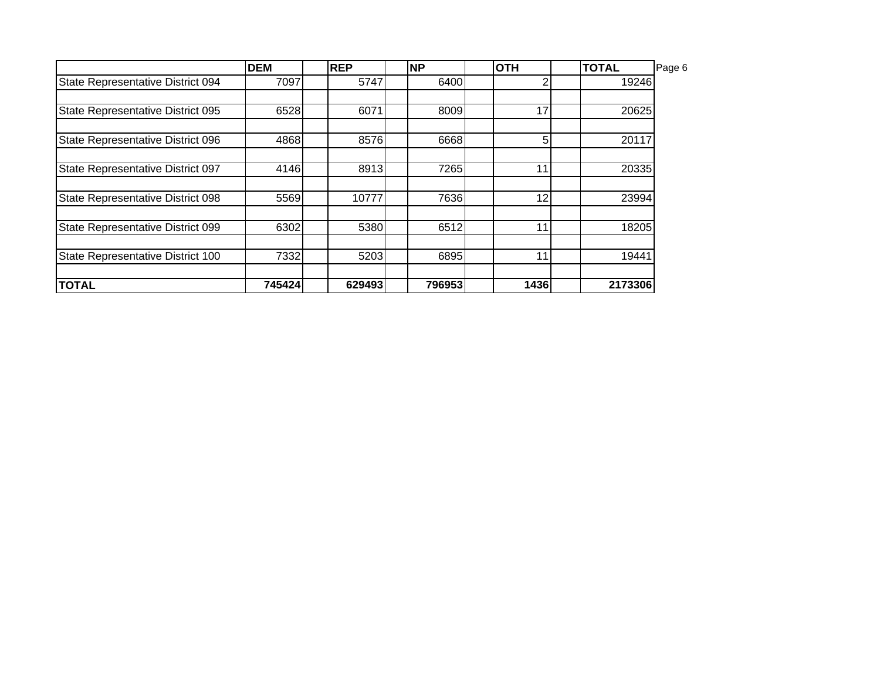| | DEM | | REP | | NP | | OTH | | TOTAL |
|---|---|---|---|---|---|---|---|---|---|
| State Representative District 094 | 7097 | | 5747 | | 6400 | | 2 | | 19246 |
| | | | | | | | | | |
| State Representative District 095 | 6528 | | 6071 | | 8009 | | 17 | | 20625 |
| | | | | | | | | | |
| State Representative District 096 | 4868 | | 8576 | | 6668 | | 5 | | 20117 |
| | | | | | | | | | |
| State Representative District 097 | 4146 | | 8913 | | 7265 | | 11 | | 20335 |
| | | | | | | | | | |
| State Representative District 098 | 5569 | | 10777 | | 7636 | | 12 | | 23994 |
| | | | | | | | | | |
| State Representative District 099 | 6302 | | 5380 | | 6512 | | 11 | | 18205 |
| | | | | | | | | | |
| State Representative District 100 | 7332 | | 5203 | | 6895 | | 11 | | 19441 |
| | | | | | | | | | |
| **TOTAL** | **745424** | | **629493** | | **796953** | | **1436** | | **2173306** |